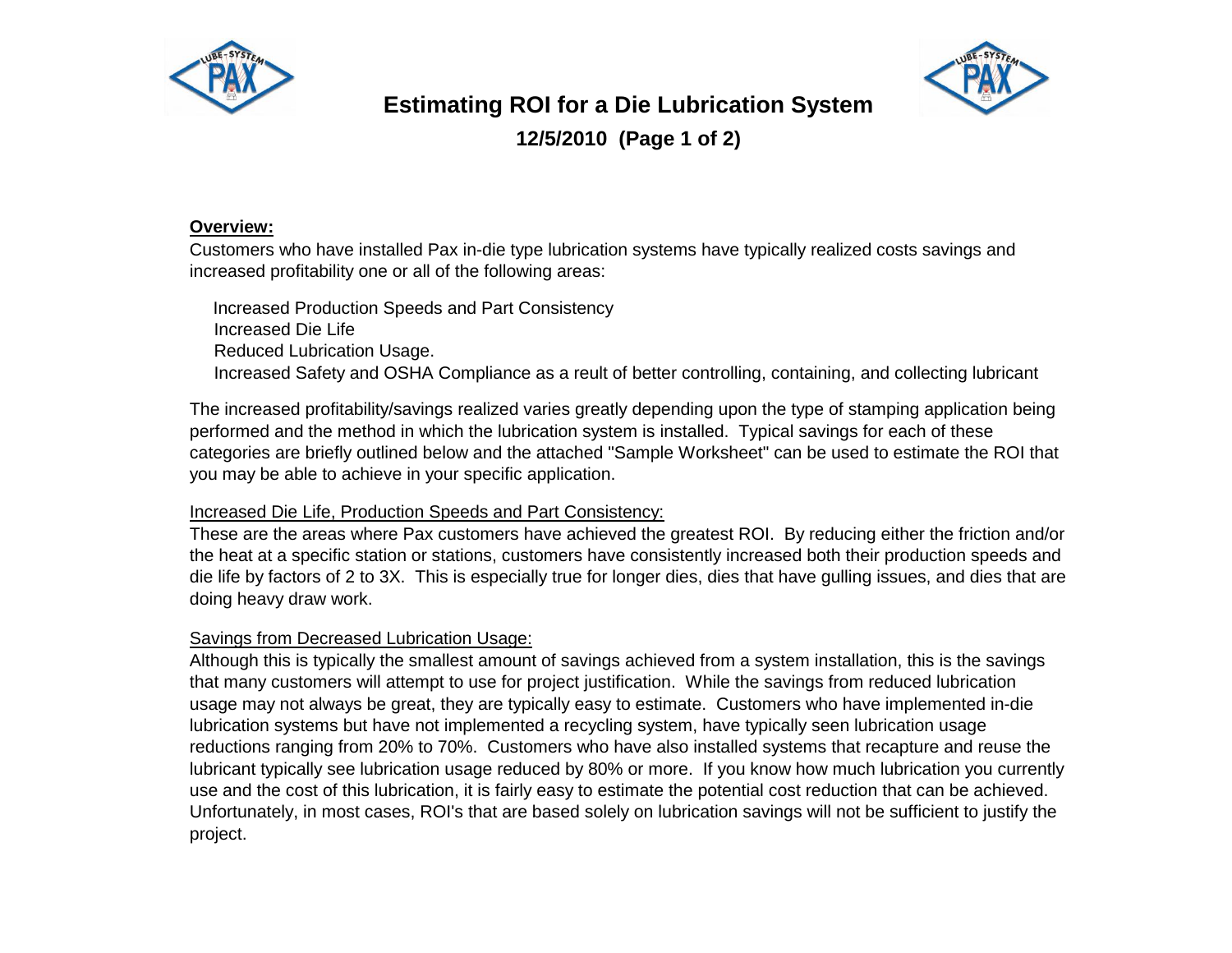# Estimating ROI for a Die Lubrication System

**12/5/2010 (Page 1 of 2)**

**Overview:**

Customers who have installed Pax in-die type lubrication systems have typically realized costs savings and increased profitability one or all of the following areas:

- Increased Production Speeds and Part Consistency
- Increased Die Life
- Reduced Lubrication Usage.
- Increased Safety and OSHA Compliance as a reult of better controlling, containing, and collecting lubricant

The increased profitability/savings realized varies greatly depending upon the type of stamping application being performed and the method in which the lubrication system is installed. Typical savings for each of these categories are briefly outlined below and the attached "Sample Worksheet" can be used to estimate the ROI that you may be able to achieve in your specific application.

Increased Die Life, Production Speeds and Part Consistency:

These are the areas where Pax customers have achieved the greatest ROI. By reducing either the friction and/or the heat at a specific station or stations, customers have consistently increased both their production speeds and die life by factors of 2 to 3X. This is especially true for longer dies, dies that have gulling issues, and dies that are doing heavy draw work.

Savings from Decreased Lubrication Usage:

Although this is typically the smallest amount of savings achieved from a system installation, this is the savings that many customers will attempt to use for project justification. While the savings from reduced lubrication usage may not always be great, they are typically easy to estimate. Customers who have implemented in-die lubrication systems but have not implemented a recycling system, have typically seen lubrication usage reductions ranging from 20% to 70%. Customers who have also installed systems that recapture and reuse the lubricant typically see lubrication usage reduced by 80% or more. If you know how much lubrication you currently use and the cost of this lubrication, it is fairly easy to estimate the potential cost reduction that can be achieved. Unfortunately, in most cases, ROI's that are based solely on lubrication savings will not be sufficient to justify the project.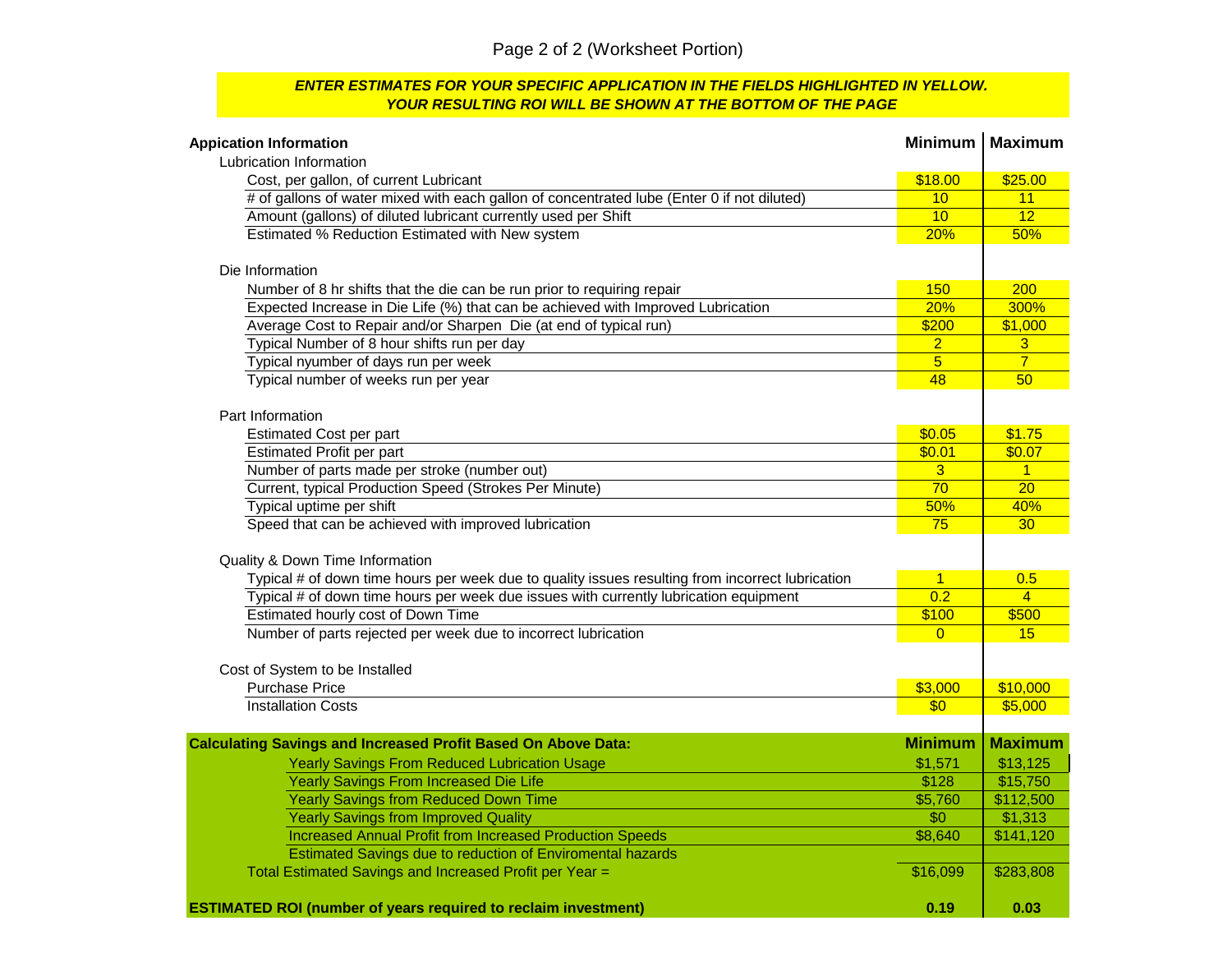Page 2 of 2 (Worksheet Portion)

***ENTER ESTIMATES FOR YOUR SPECIFIC APPLICATION IN THE FIELDS HIGHLIGHTED IN YELLOW. YOUR RESULTING ROI WILL BE SHOWN AT THE BOTTOM OF THE PAGE***

| **Appication Information** | **Minimum** | **Maximum** |
|---|---|---|
| Lubrication Information | | |
| Cost, per gallon, of current Lubricant | $18.00 | $25.00 |
| # of gallons of water mixed with each gallon of concentrated lube (Enter 0 if not diluted) | 10 | 11 |
| Amount (gallons) of diluted lubricant currently used per Shift | 10 | 12 |
| Estimated % Reduction Estimated with New system | 20% | 50% |
| Die Information | | |
| Number of 8 hr shifts that the die can be run prior to requiring repair | 150 | 200 |
| Expected Increase in Die Life (%) that can be achieved with Improved Lubrication | 20% | 300% |
| Average Cost to Repair and/or Sharpen Die (at end of typical run) | $200 | $1,000 |
| Typical Number of 8 hour shifts run per day | 2 | 3 |
| Typical nyumber of days run per week | 5 | 7 |
| Typical number of weeks run per year | 48 | 50 |
| Part Information | | |
| Estimated Cost per part | $0.05 | $1.75 |
| Estimated Profit per part | $0.01 | $0.07 |
| Number of parts made per stroke (number out) | 3 | 1 |
| Current, typical Production Speed (Strokes Per Minute) | 70 | 20 |
| Typical uptime per shift | 50% | 40% |
| Speed that can be achieved with improved lubrication | 75 | 30 |
| Quality & Down Time Information | | |
| Typical # of down time hours per week due to quality issues resulting from incorrect lubrication | 1 | 0.5 |
| Typical # of down time hours per week due issues with currently lubrication equipment | 0.2 | 4 |
| Estimated hourly cost of Down Time | $100 | $500 |
| Number of parts rejected per week due to incorrect lubrication | 0 | 15 |
| Cost of System to be Installed | | |
| Purchase Price | $3,000 | $10,000 |
| Installation Costs | $0 | $5,000 |

| **Calculating Savings and Increased Profit Based On Above Data:** | **Minimum** | **Maximum** |
|---|---|---|
| Yearly Savings From Reduced Lubrication Usage | $1,571 | $13,125 |
| Yearly Savings From Increased Die Life | $128 | $15,750 |
| Yearly Savings from Reduced Down Time | $5,760 | $112,500 |
| Yearly Savings from Improved Quality | $0 | $1,313 |
| Increased Annual Profit from Increased Production Speeds | $8,640 | $141,120 |
| Estimated Savings due to reduction of Enviromental hazards | | |
| Total Estimated Savings and Increased Profit per Year = | $16,099 | $283,808 |
| **ESTIMATED ROI (number of years required to reclaim investment)** | **0.19** | **0.03** |